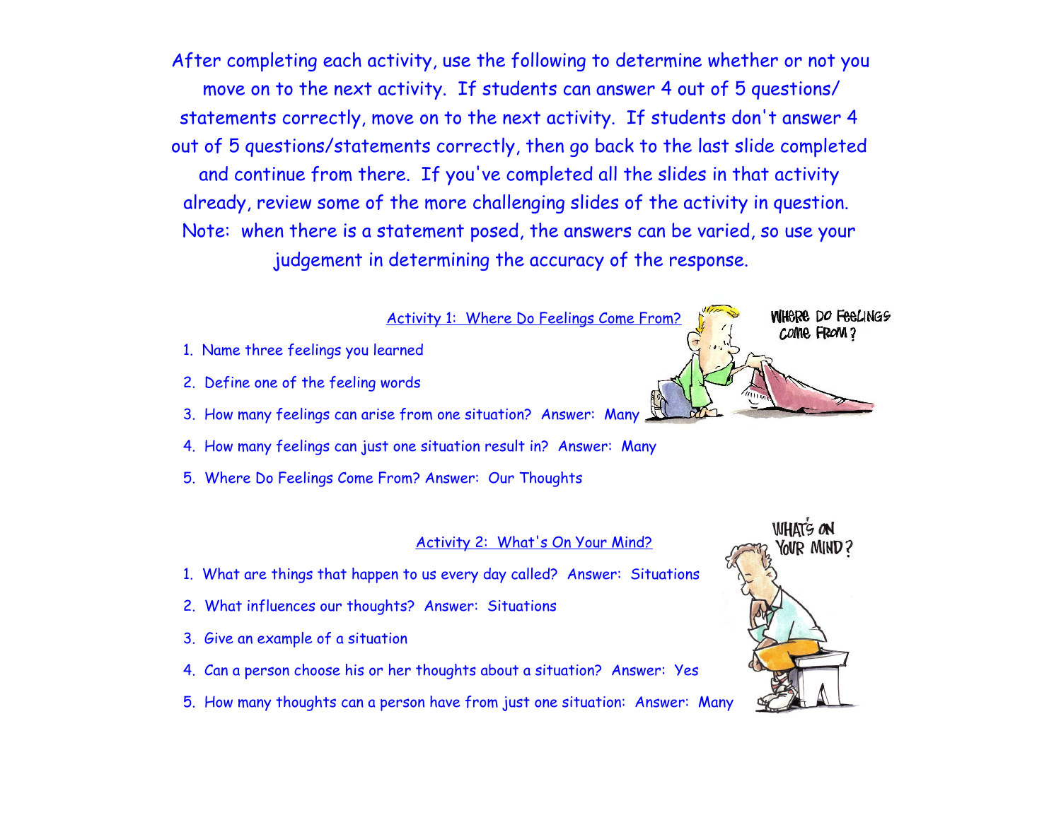After completing each activity, use the following to determine whether or not you move on to the next activity. If students can answer 4 out of 5 questions/ statements correctly, move on to the next activity. If students don't answer 4 out of 5 questions/statements correctly, then go back to the last slide completed and continue from there. If you've completed all the slides in that activity already, review some of the more challenging slides of the activity in question. Note: when there is a statement posed, the answers can be varied, so use your judgement in determining the accuracy of the response.

## Activity 1: Where Do Feelings Come From?

1. Name three feelings you learned
2. Define one of the feeling words
3. How many feelings can arise from one situation? Answer: Many
4. How many feelings can just one situation result in? Answer: Many
5. Where Do Feelings Come From? Answer: Our Thoughts

## Activity 2: What's On Your Mind?

1. What are things that happen to us every day called? Answer: Situations
2. What influences our thoughts? Answer: Situations
3. Give an example of a situation
4. Can a person choose his or her thoughts about a situation? Answer: Yes
5. How many thoughts can a person have from just one situation: Answer: Many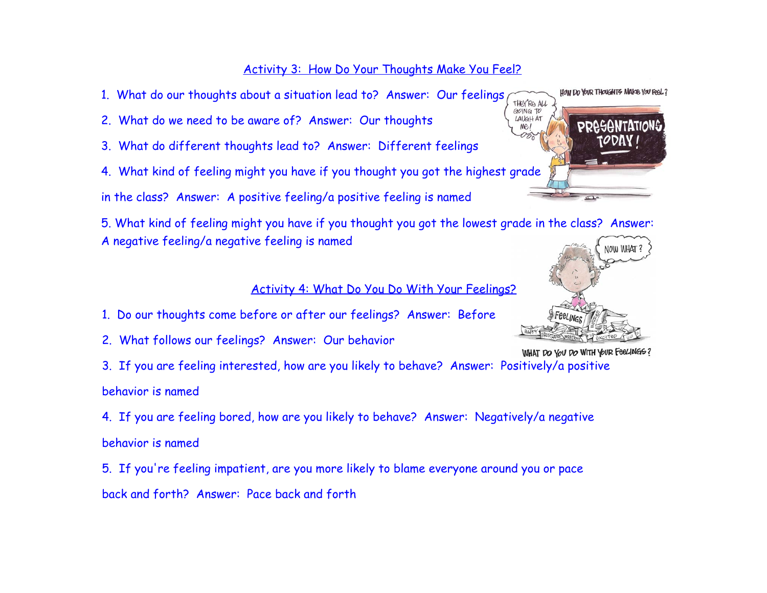## Activity 3: How Do Your Thoughts Make You Feel?

1. What do our thoughts about a situation lead to? Answer: Our feelings

2. What do we need to be aware of? Answer: Our thoughts

3. What do different thoughts lead to? Answer: Different feelings

4. What kind of feeling might you have if you thought you got the highest grade in the class? Answer: A positive feeling/a positive feeling is named

5. What kind of feeling might you have if you thought you got the lowest grade in the class? Answer: A negative feeling/a negative feeling is named

## Activity 4: What Do You Do With Your Feelings?

1. Do our thoughts come before or after our feelings? Answer: Before

2. What follows our feelings? Answer: Our behavior

3. If you are feeling interested, how are you likely to behave? Answer: Positively/a positive behavior is named

4. If you are feeling bored, how are you likely to behave? Answer: Negatively/a negative behavior is named

5. If you're feeling impatient, are you more likely to blame everyone around you or pace back and forth? Answer: Pace back and forth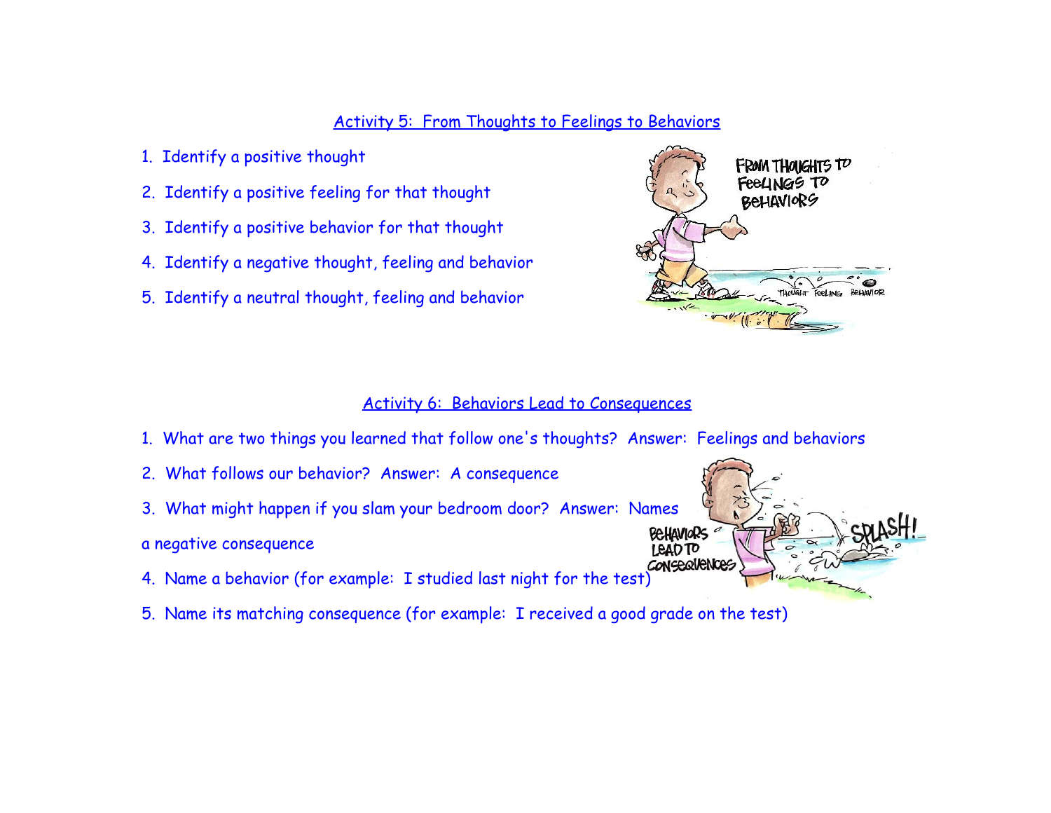## Activity 5: From Thoughts to Feelings to Behaviors

1. Identify a positive thought
2. Identify a positive feeling for that thought
3. Identify a positive behavior for that thought
4. Identify a negative thought, feeling and behavior
5. Identify a neutral thought, feeling and behavior

## Activity 6: Behaviors Lead to Consequences

1. What are two things you learned that follow one's thoughts? Answer: Feelings and behaviors
2. What follows our behavior? Answer: A consequence
3. What might happen if you slam your bedroom door? Answer: Names a negative consequence
4. Name a behavior (for example: I studied last night for the test)
5. Name its matching consequence (for example: I received a good grade on the test)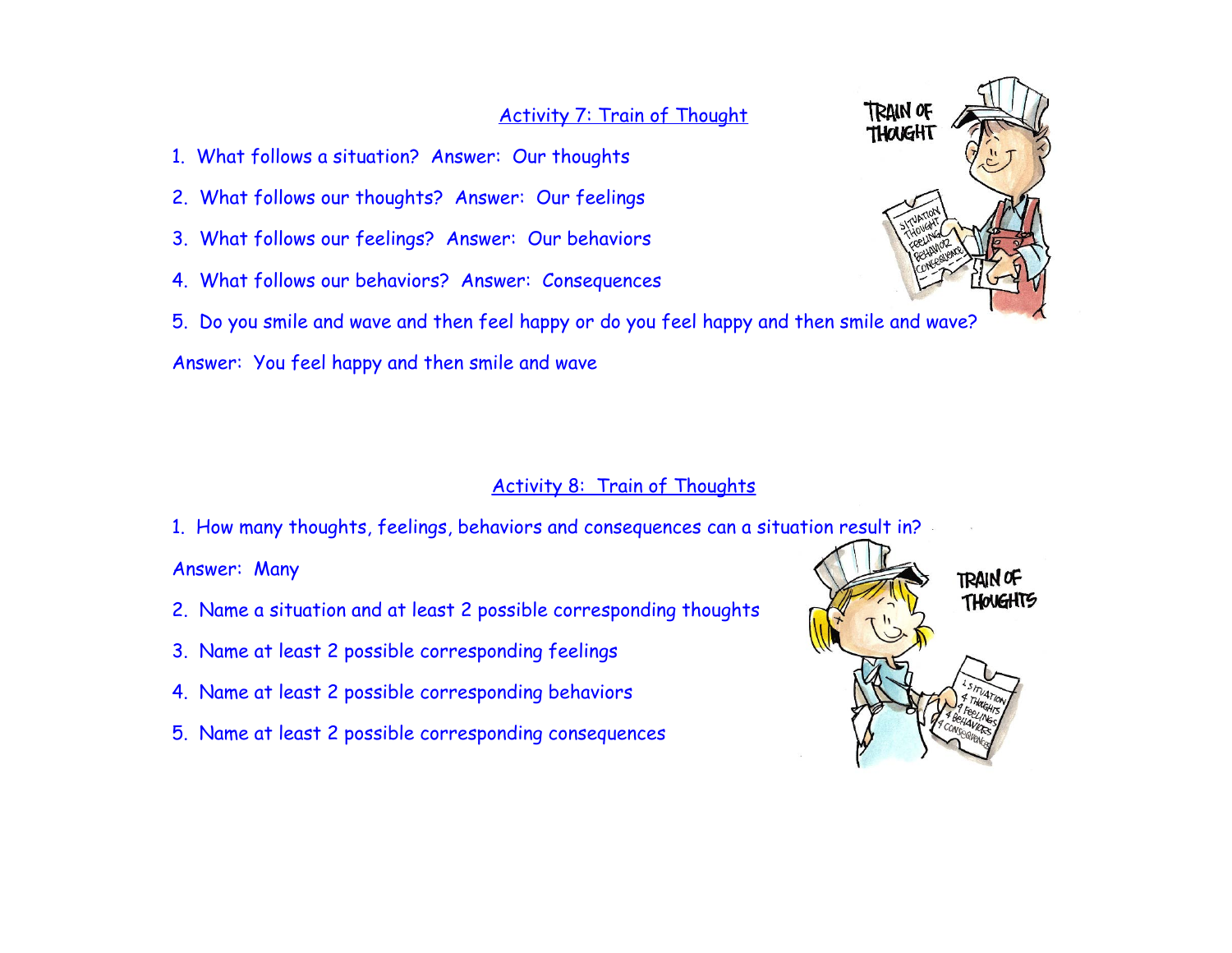## Activity 7: Train of Thought

1. What follows a situation? Answer: Our thoughts
2. What follows our thoughts? Answer: Our feelings
3. What follows our feelings? Answer: Our behaviors
4. What follows our behaviors? Answer: Consequences
5. Do you smile and wave and then feel happy or do you feel happy and then smile and wave?

Answer: You feel happy and then smile and wave

## Activity 8: Train of Thoughts

1. How many thoughts, feelings, behaviors and consequences can a situation result in?

Answer: Many

2. Name a situation and at least 2 possible corresponding thoughts
3. Name at least 2 possible corresponding feelings
4. Name at least 2 possible corresponding behaviors
5. Name at least 2 possible corresponding consequences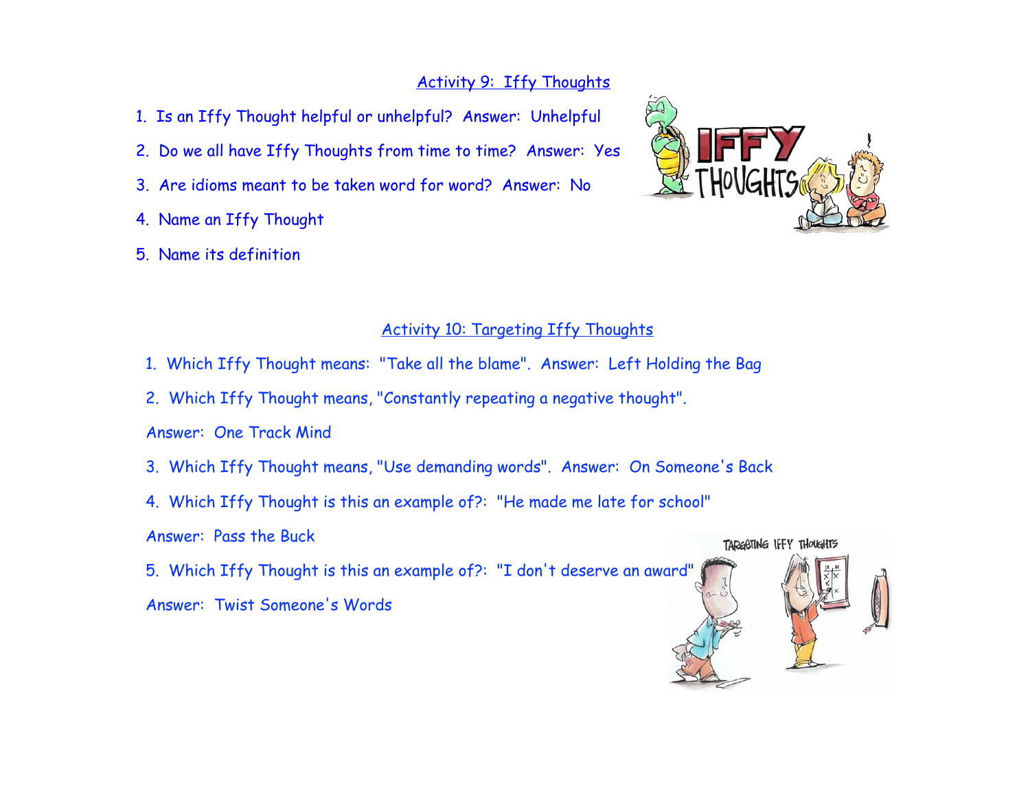## Activity 9: Iffy Thoughts

1. Is an Iffy Thought helpful or unhelpful? Answer: Unhelpful
2. Do we all have Iffy Thoughts from time to time? Answer: Yes
3. Are idioms meant to be taken word for word? Answer: No
4. Name an Iffy Thought
5. Name its definition

## Activity 10: Targeting Iffy Thoughts

1. Which Iffy Thought means: "Take all the blame". Answer: Left Holding the Bag
2. Which Iffy Thought means, "Constantly repeating a negative thought".

   Answer: One Track Mind
3. Which Iffy Thought means, "Use demanding words". Answer: On Someone's Back
4. Which Iffy Thought is this an example of?: "He made me late for school"

   Answer: Pass the Buck
5. Which Iffy Thought is this an example of?: "I don't deserve an award"

   Answer: Twist Someone's Words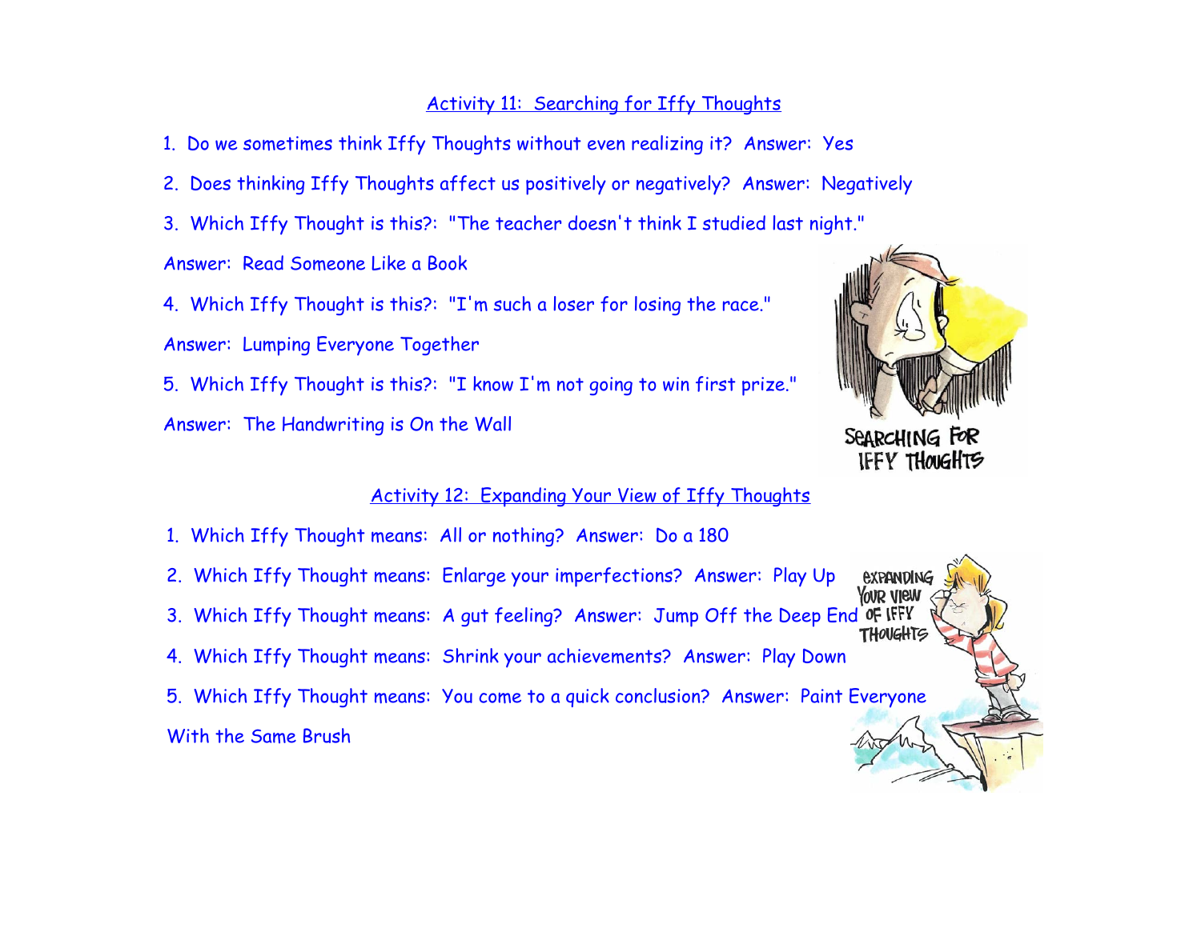## Activity 11: Searching for Iffy Thoughts

1. Do we sometimes think Iffy Thoughts without even realizing it? Answer: Yes

2. Does thinking Iffy Thoughts affect us positively or negatively? Answer: Negatively

3. Which Iffy Thought is this?: "The teacher doesn't think I studied last night."

Answer: Read Someone Like a Book

4. Which Iffy Thought is this?: "I'm such a loser for losing the race."

Answer: Lumping Everyone Together

5. Which Iffy Thought is this?: "I know I'm not going to win first prize."

Answer: The Handwriting is On the Wall

## Activity 12: Expanding Your View of Iffy Thoughts

1. Which Iffy Thought means: All or nothing? Answer: Do a 180

2. Which Iffy Thought means: Enlarge your imperfections? Answer: Play Up

3. Which Iffy Thought means: A gut feeling? Answer: Jump Off the Deep End

4. Which Iffy Thought means: Shrink your achievements? Answer: Play Down

5. Which Iffy Thought means: You come to a quick conclusion? Answer: Paint Everyone With the Same Brush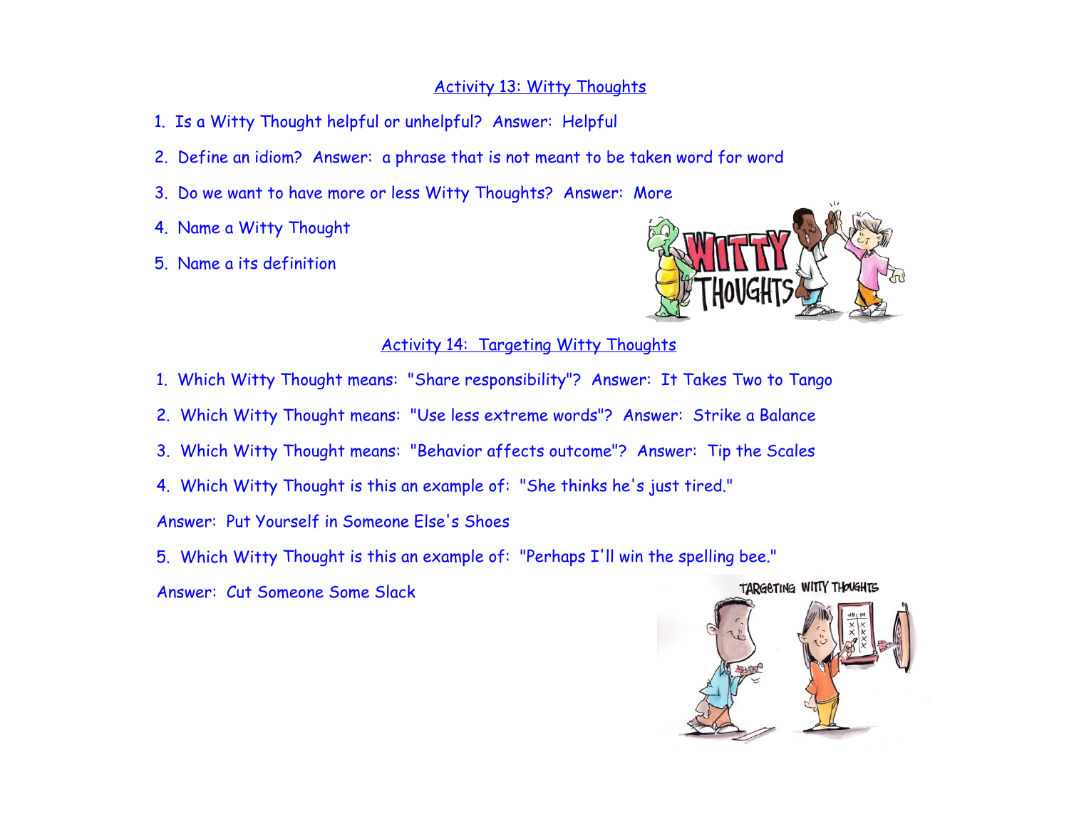## Activity 13: Witty Thoughts

1. Is a Witty Thought helpful or unhelpful? Answer: Helpful
2. Define an idiom? Answer: a phrase that is not meant to be taken word for word
3. Do we want to have more or less Witty Thoughts? Answer: More
4. Name a Witty Thought
5. Name a its definition

## Activity 14: Targeting Witty Thoughts

1. Which Witty Thought means: "Share responsibility"? Answer: It Takes Two to Tango
2. Which Witty Thought means: "Use less extreme words"? Answer: Strike a Balance
3. Which Witty Thought means: "Behavior affects outcome"? Answer: Tip the Scales
4. Which Witty Thought is this an example of: "She thinks he's just tired."

Answer: Put Yourself in Someone Else's Shoes

5. Which Witty Thought is this an example of: "Perhaps I'll win the spelling bee."

Answer: Cut Someone Some Slack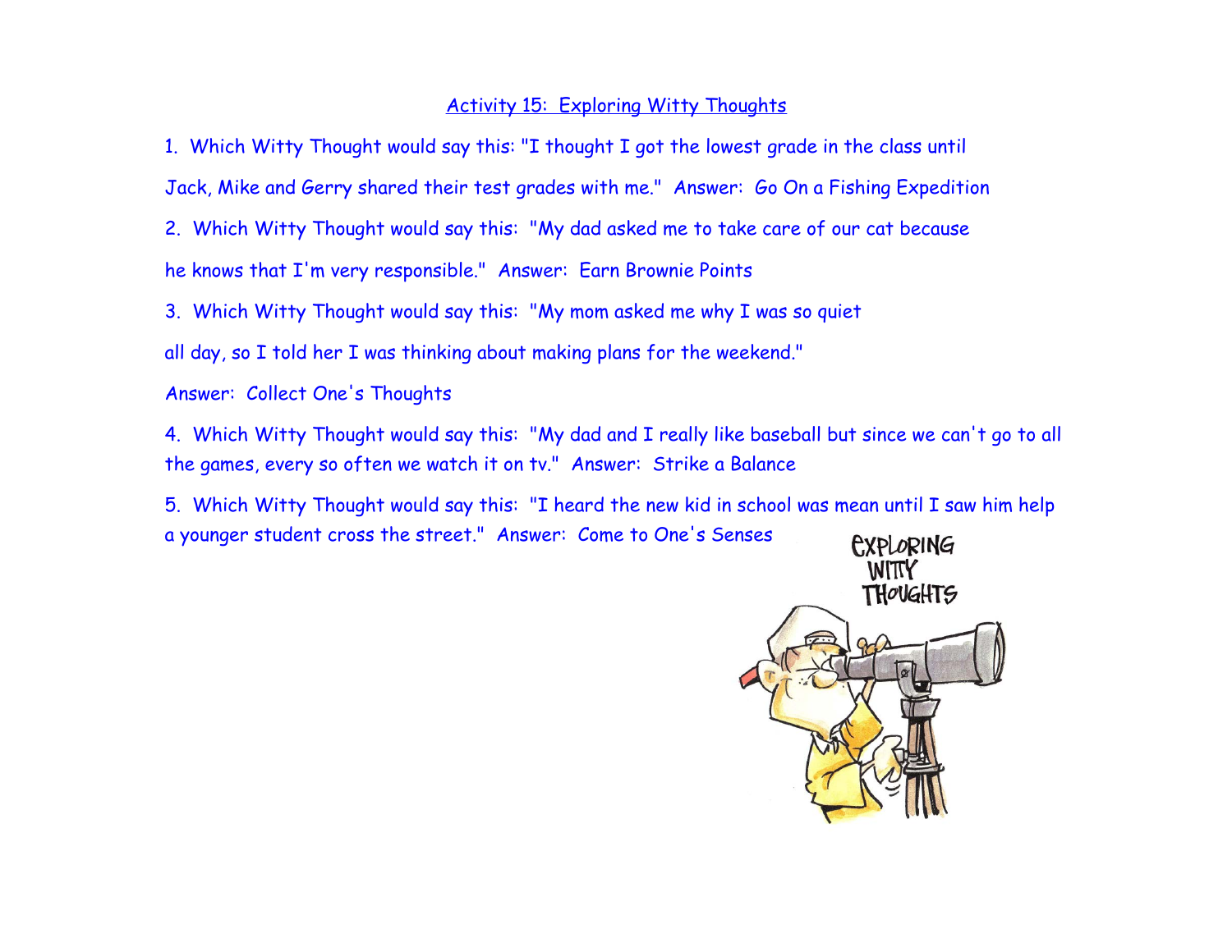## Activity 15: Exploring Witty Thoughts

1. Which Witty Thought would say this: "I thought I got the lowest grade in the class until Jack, Mike and Gerry shared their test grades with me." Answer: Go On a Fishing Expedition

2. Which Witty Thought would say this: "My dad asked me to take care of our cat because he knows that I'm very responsible." Answer: Earn Brownie Points

3. Which Witty Thought would say this: "My mom asked me why I was so quiet all day, so I told her I was thinking about making plans for the weekend." Answer: Collect One's Thoughts

4. Which Witty Thought would say this: "My dad and I really like baseball but since we can't go to all the games, every so often we watch it on tv." Answer: Strike a Balance

5. Which Witty Thought would say this: "I heard the new kid in school was mean until I saw him help a younger student cross the street." Answer: Come to One's Senses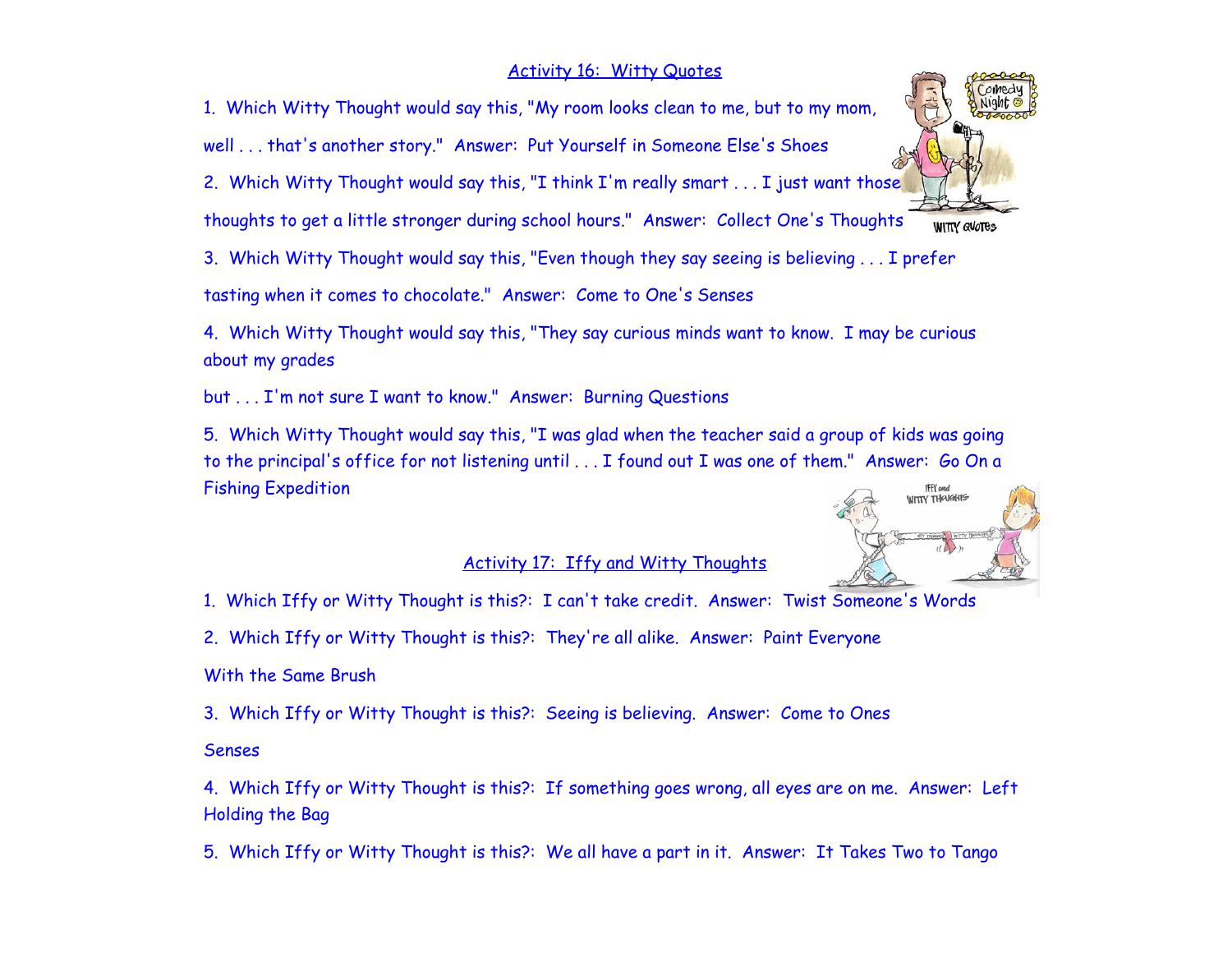## Activity 16: Witty Quotes

1. Which Witty Thought would say this, "My room looks clean to me, but to my mom, well . . . that's another story." Answer: Put Yourself in Someone Else's Shoes

2. Which Witty Thought would say this, "I think I'm really smart . . . I just want those thoughts to get a little stronger during school hours." Answer: Collect One's Thoughts

3. Which Witty Thought would say this, "Even though they say seeing is believing . . . I prefer tasting when it comes to chocolate." Answer: Come to One's Senses

4. Which Witty Thought would say this, "They say curious minds want to know. I may be curious about my grades but . . . I'm not sure I want to know." Answer: Burning Questions

5. Which Witty Thought would say this, "I was glad when the teacher said a group of kids was going to the principal's office for not listening until . . . I found out I was one of them." Answer: Go On a Fishing Expedition

## Activity 17: Iffy and Witty Thoughts

1. Which Iffy or Witty Thought is this?: I can't take credit. Answer: Twist Someone's Words

2. Which Iffy or Witty Thought is this?: They're all alike. Answer: Paint Everyone With the Same Brush

3. Which Iffy or Witty Thought is this?: Seeing is believing. Answer: Come to Ones Senses

4. Which Iffy or Witty Thought is this?: If something goes wrong, all eyes are on me. Answer: Left Holding the Bag

5. Which Iffy or Witty Thought is this?: We all have a part in it. Answer: It Takes Two to Tango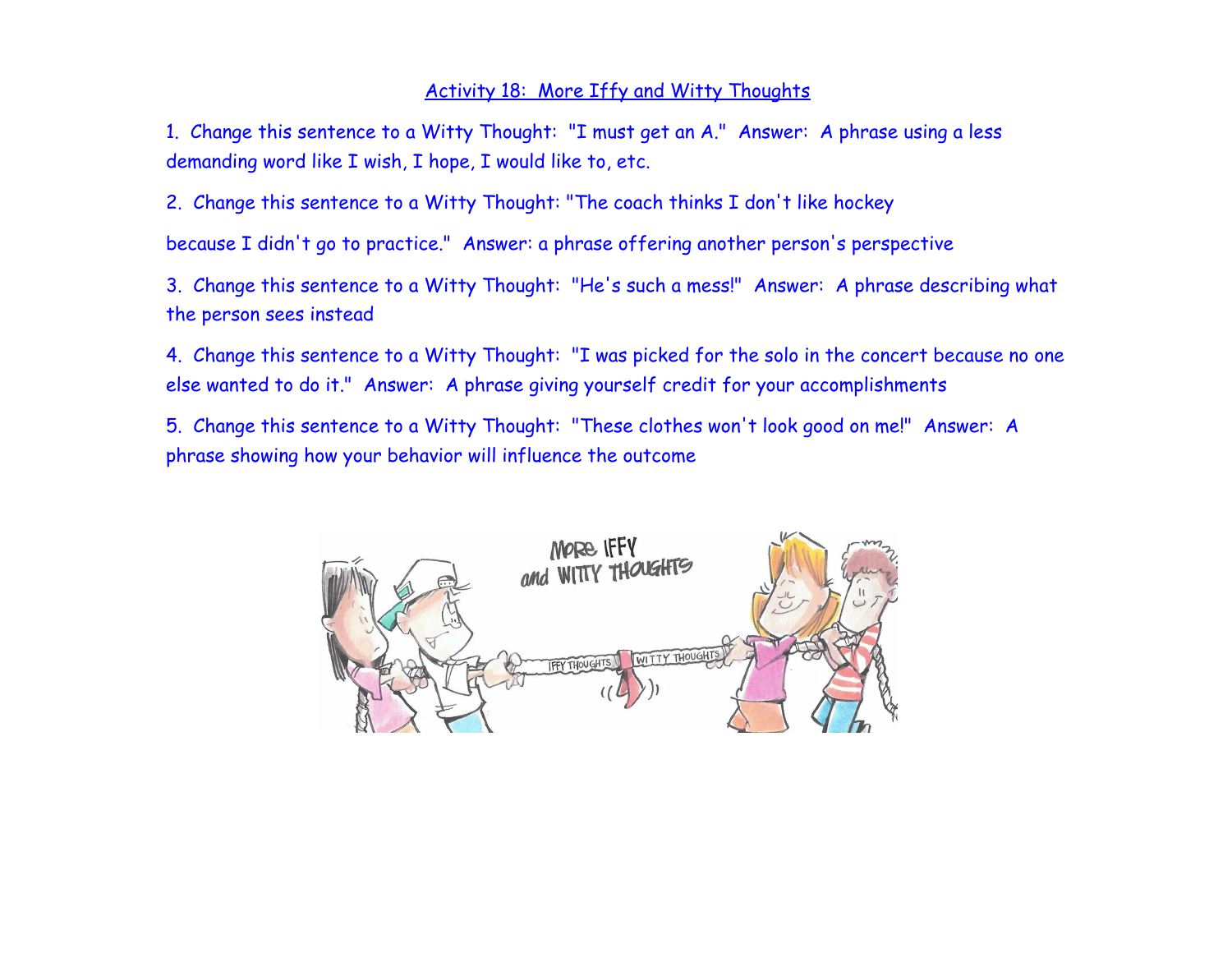## Activity 18: More Iffy and Witty Thoughts

1. Change this sentence to a Witty Thought: "I must get an A." Answer: A phrase using a less demanding word like I wish, I hope, I would like to, etc.

2. Change this sentence to a Witty Thought: "The coach thinks I don't like hockey because I didn't go to practice." Answer: a phrase offering another person's perspective

3. Change this sentence to a Witty Thought: "He's such a mess!" Answer: A phrase describing what the person sees instead

4. Change this sentence to a Witty Thought: "I was picked for the solo in the concert because no one else wanted to do it." Answer: A phrase giving yourself credit for your accomplishments

5. Change this sentence to a Witty Thought: "These clothes won't look good on me!" Answer: A phrase showing how your behavior will influence the outcome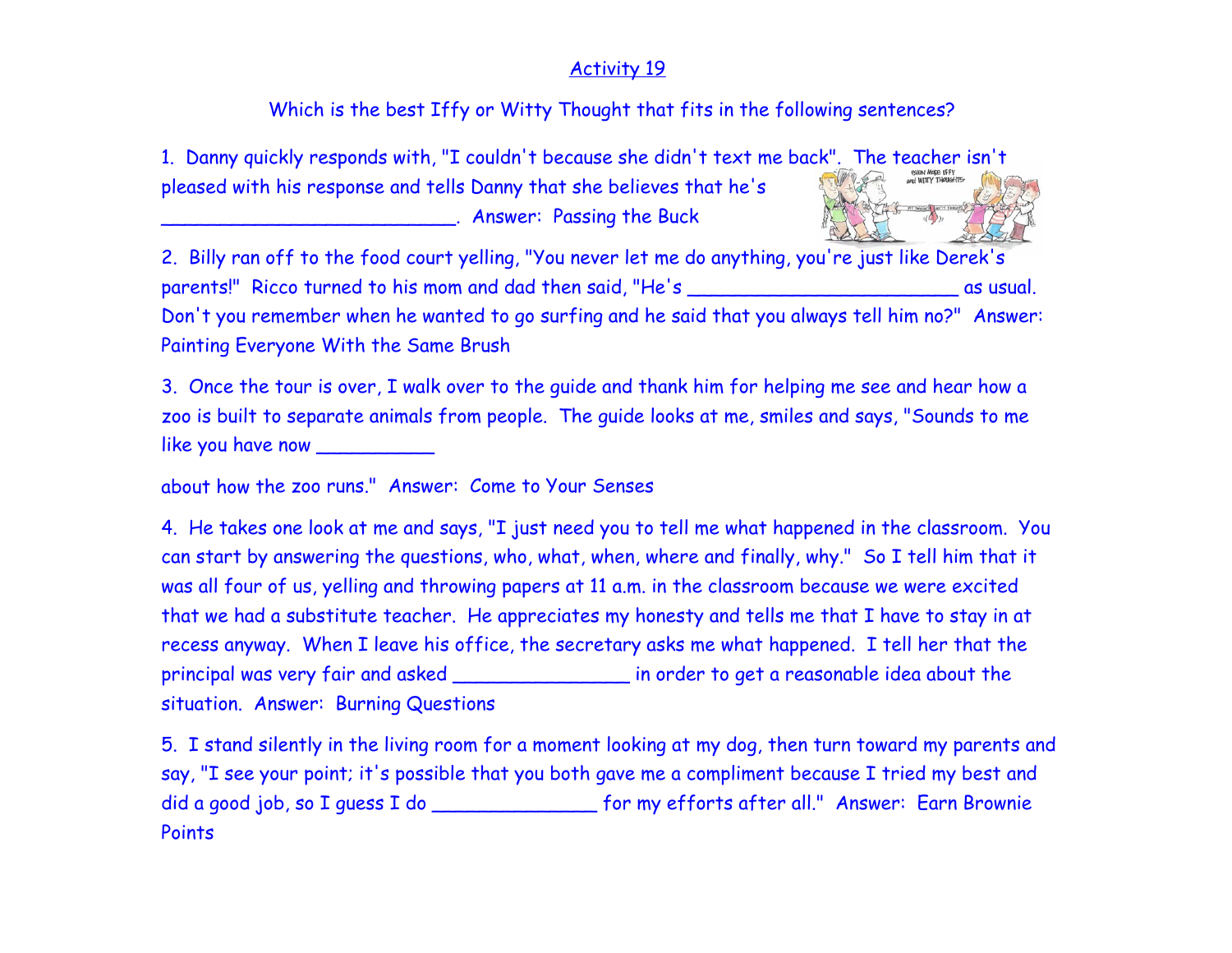# Activity 19

Which is the best Iffy or Witty Thought that fits in the following sentences?

1. Danny quickly responds with, "I couldn't because she didn't text me back". The teacher isn't pleased with his response and tells Danny that she believes that he's _________________________. Answer: Passing the Buck

2. Billy ran off to the food court yelling, "You never let me do anything, you're just like Derek's parents!" Ricco turned to his mom and dad then said, "He's _______________________ as usual. Don't you remember when he wanted to go surfing and he said that you always tell him no?" Answer: Painting Everyone With the Same Brush

3. Once the tour is over, I walk over to the guide and thank him for helping me see and hear how a zoo is built to separate animals from people. The guide looks at me, smiles and says, "Sounds to me like you have now __________

about how the zoo runs." Answer: Come to Your Senses

4. He takes one look at me and says, "I just need you to tell me what happened in the classroom. You can start by answering the questions, who, what, when, where and finally, why." So I tell him that it was all four of us, yelling and throwing papers at 11 a.m. in the classroom because we were excited that we had a substitute teacher. He appreciates my honesty and tells me that I have to stay in at recess anyway. When I leave his office, the secretary asks me what happened. I tell her that the principal was very fair and asked _______________ in order to get a reasonable idea about the situation. Answer: Burning Questions

5. I stand silently in the living room for a moment looking at my dog, then turn toward my parents and say, "I see your point; it's possible that you both gave me a compliment because I tried my best and did a good job, so I guess I do ______________ for my efforts after all." Answer: Earn Brownie Points